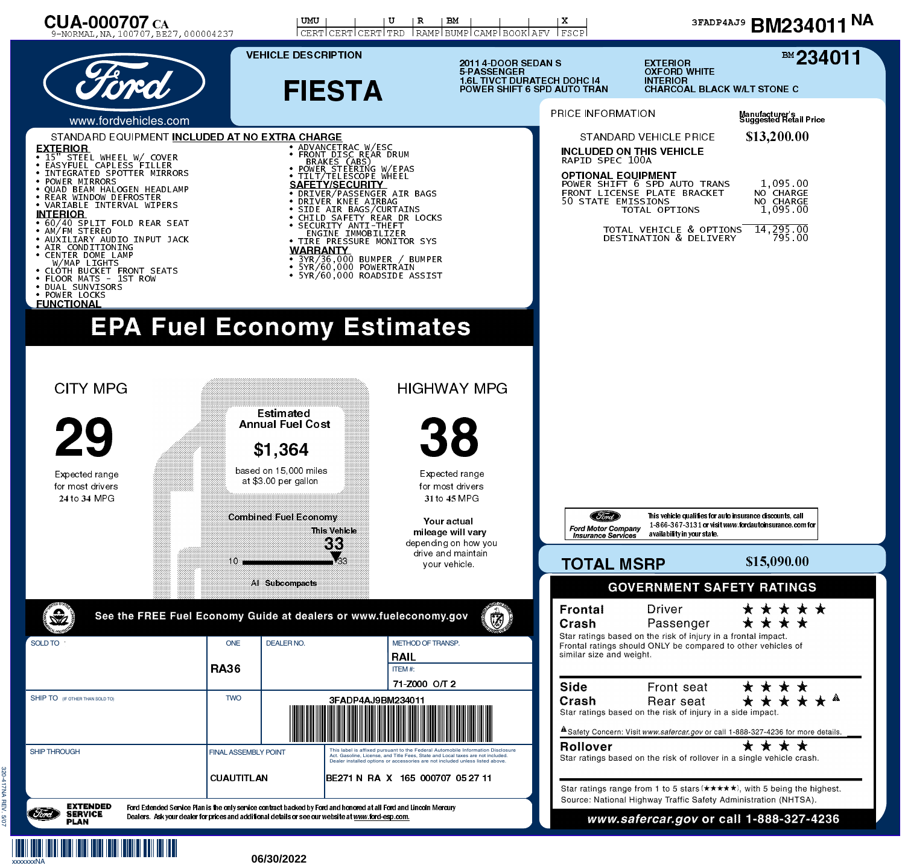CUA-000707 CA
9-NORMAL,NA,100707,BE27,000004237

| UMU | | | U | R | BM | | | | X |
|---|---|---|---|---|---|---|---|---|---|
| CERT | CERT | CERT | TRD | RAMP | BUMP | CAMP | BOOK | AFV | FSCP |

3FADP4AJ9 BM234011 NA

www.fordvehicles.com

## VEHICLE DESCRIPTION

# FIESTA

2011 4-DOOR SEDAN S
5-PASSENGER
1.6L TIVCT DURATECH DOHC I4
POWER SHIFT 6 SPD AUTO TRAN

EXTERIOR
OXFORD WHITE
INTERIOR
CHARCOAL BLACK W/LT STONE C

BM 234011

## STANDARD EQUIPMENT **INCLUDED AT NO EXTRA CHARGE**

**EXTERIOR**
- 15" STEEL WHEEL W/ COVER
- EASYFUEL CAPLESS FILLER
- INTEGRATED SPOTTER MIRRORS
- POWER MIRRORS
- QUAD BEAM HALOGEN HEADLAMP
- REAR WINDOW DEFROSTER
- VARIABLE INTERVAL WIPERS

**INTERIOR**
- 60/40 SPLIT FOLD REAR SEAT
- AM/FM STEREO
- AUXILIARY AUDIO INPUT JACK
- AIR CONDITIONING
- CENTER DOME LAMP W/MAP LIGHTS
- CLOTH BUCKET FRONT SEATS
- FLOOR MATS - 1ST ROW
- DUAL SUNVISORS
- POWER LOCKS

**FUNCTIONAL**
- ADVANCETRAC W/ESC
- FRONT DISC REAR DRUM BRAKES (ABS)
- POWER STEERING W/EPAS
- TILT/TELESCOPE WHEEL

**SAFETY/SECURITY**
- DRIVER/PASSENGER AIR BAGS
- DRIVER KNEE AIRBAG
- SIDE AIR BAGS/CURTAINS
- CHILD SAFETY REAR DR LOCKS
- SECURITY ANTI-THEFT ENGINE IMMOBILIZER
- TIRE PRESSURE MONITOR SYS

**WARRANTY**
- 3YR/36,000 BUMPER / BUMPER
- 5YR/60,000 POWERTRAIN
- 5YR/60,000 ROADSIDE ASSIST

## PRICE INFORMATION

Manufacturer's Suggested Retail Price

| | |
|---|---|
| STANDARD VEHICLE PRICE | $13,200.00 |
| **INCLUDED ON THIS VEHICLE** | |
| RAPID SPEC 100A | |
| **OPTIONAL EQUIPMENT** | |
| POWER SHIFT 6 SPD AUTO TRANS | 1,095.00 |
| FRONT LICENSE PLATE BRACKET | NO CHARGE |
| 50 STATE EMISSIONS | NO CHARGE |
| TOTAL OPTIONS | 1,095.00 |
| TOTAL VEHICLE & OPTIONS | 14,295.00 |
| DESTINATION & DELIVERY | 795.00 |

Ford Motor Company Insurance Services — This vehicle qualifies for auto insurance discounts, call 1-866-367-3131 or visit www.fordautoinsurance.com for availability in your state.

## TOTAL MSRP $15,090.00

# EPA Fuel Economy Estimates

**CITY MPG**

**29**

Expected range for most drivers
24 to 34 MPG

**Estimated Annual Fuel Cost**

**$1,364**

based on 15,000 miles at $3.00 per gallon

**HIGHWAY MPG**

**38**

Expected range for most drivers
31 to 45 MPG

Combined Fuel Economy
This Vehicle **33**
10 — 33
All Subcompacts

Your actual mileage will vary depending on how you drive and maintain your vehicle.

See the FREE Fuel Economy Guide at dealers or www.fueleconomy.gov

## GOVERNMENT SAFETY RATINGS

**Frontal Crash**
Driver ★★★★★
Passenger ★★★★
Star ratings based on the risk of injury in a frontal impact. Frontal ratings should ONLY be compared to other vehicles of similar size and weight.

**Side Crash**
Front seat ★★★★
Rear seat ★★★★★ ⚠
Star ratings based on the risk of injury in a side impact.

⚠ Safety Concern: Visit *www.safercar.gov* or call 1-888-327-4236 for more details.

**Rollover** ★★★★
Star ratings based on the risk of rollover in a single vehicle crash.

Star ratings range from 1 to 5 stars (★★★★★), with 5 being the highest.
Source: National Highway Traffic Safety Administration (NHTSA).

**www.safercar.gov or call 1-888-327-4236**

| SOLD TO | ONE | DEALER NO. | METHOD OF TRANSP. |
|---|---|---|---|
| | RA36 | | RAIL |
| | | | ITEM #: 71-Z000 O/T 2 |
| SHIP TO (IF OTHER THAN SOLD TO) | TWO | 3FADP4AJ9BM234011 | |
| SHIP THROUGH | FINAL ASSEMBLY POINT: CUAUTITLAN | This label is affixed pursuant to the Federal Automobile Information Disclosure Act. Gasoline, License, and Title Fees, State and Local taxes are not included. Dealer installed options or accessories are not included unless listed above. BE271 N RA X 165 000707 05 27 11 | |

**EXTENDED SERVICE PLAN** — Ford Extended Service Plan is the only service contract backed by Ford and honored at all Ford and Lincoln Mercury Dealers. Ask your dealer for prices and additional details or see our website at www.ford-esp.com.

320-417NA REV. 5/07

xxxxxxxNA

06/30/2022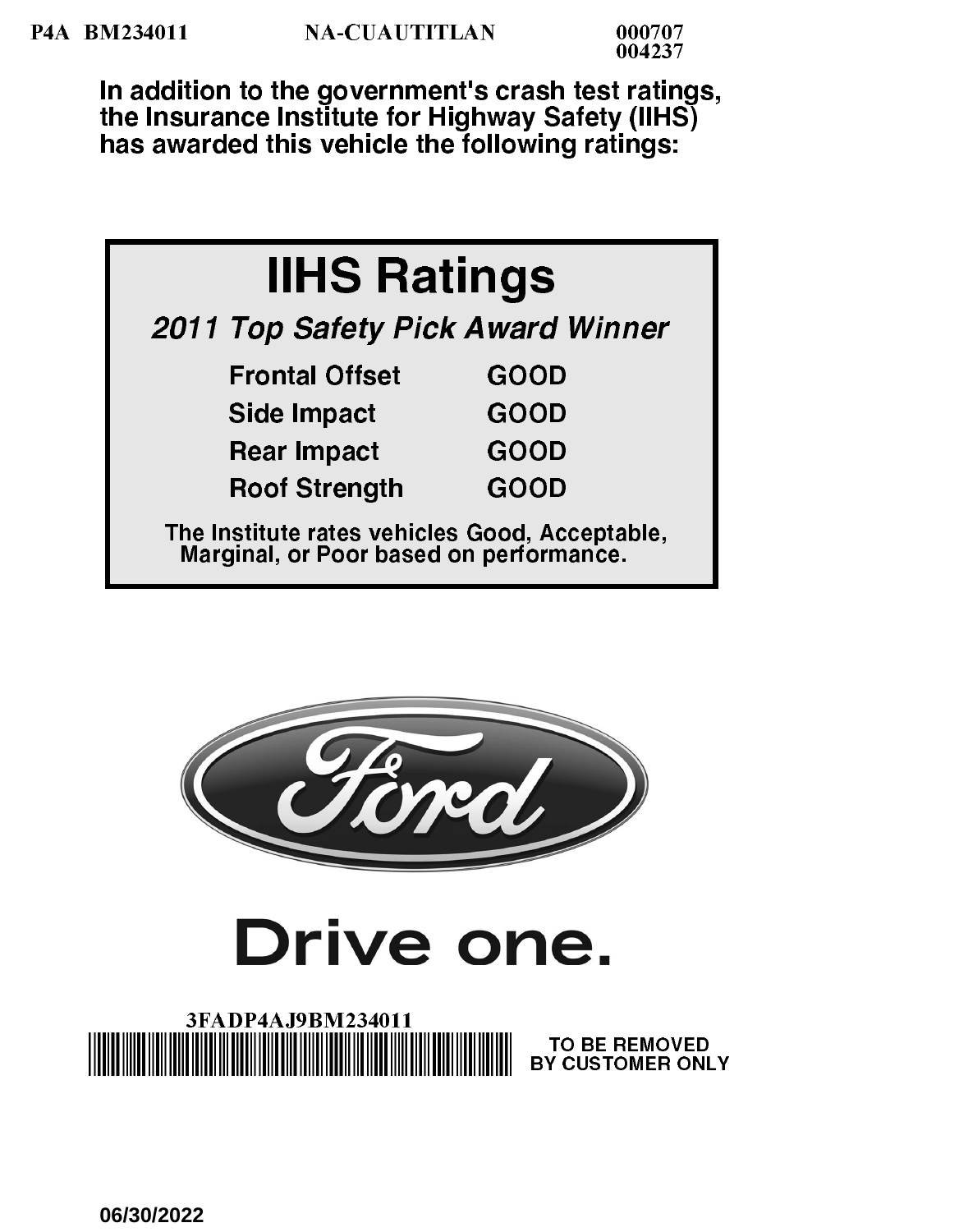P4A BM234011 NA-CUAUTITLAN 000707
004237

**In addition to the government's crash test ratings, the Insurance Institute for Highway Safety (IIHS) has awarded this vehicle the following ratings:**

# IIHS Ratings

***2011 Top Safety Pick Award Winner***

| | |
|---|---|
| Frontal Offset | GOOD |
| Side Impact | GOOD |
| Rear Impact | GOOD |
| Roof Strength | GOOD |

The Institute rates vehicles Good, Acceptable, Marginal, or Poor based on performance.

Ford

**Drive one.**

3FADP4AJ9BM234011

TO BE REMOVED BY CUSTOMER ONLY

06/30/2022